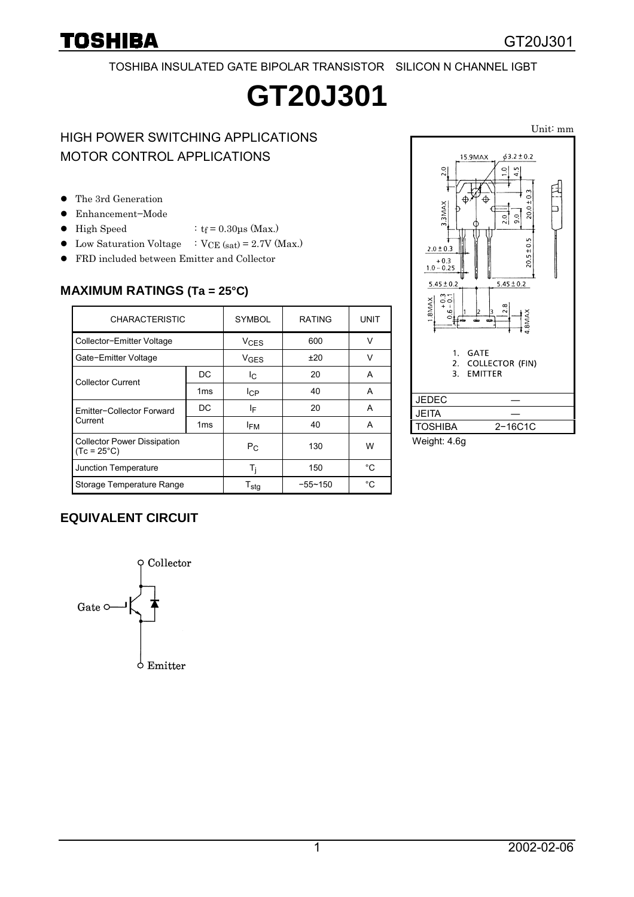TOSHIBA INSULATED GATE BIPOLAR TRANSISTOR SILICON N CHANNEL IGBT

# GT20J301

HIGH POWER SWITCHING APPLICATIONS
MOTOR CONTROL APPLICATIONS

- The 3rd Generation
- Enhancement−Mode
- High Speed : $t_f$ = 0.30μs (Max.)
- Low Saturation Voltage : $V_{CE\ (sat)}$ = 2.7V (Max.)
- FRD included between Emitter and Collector

## MAXIMUM RATINGS (Ta = 25°C)

| CHARACTERISTIC | | SYMBOL | RATING | UNIT |
|---|---|---|---|---|
| Collector−Emitter Voltage | | $V_{CES}$ | 600 | V |
| Gate−Emitter Voltage | | $V_{GES}$ | ±20 | V |
| Collector Current | DC | $I_C$ | 20 | A |
| | 1ms | $I_{CP}$ | 40 | A |
| Emitter−Collector Forward Current | DC | $I_F$ | 20 | A |
| | 1ms | $I_{FM}$ | 40 | A |
| Collector Power Dissipation (Tc = 25°C) | | $P_C$ | 130 | W |
| Junction Temperature | | $T_j$ | 150 | °C |
| Storage Temperature Range | | $T_{stg}$ | −55~150 | °C |

Unit: mm

1. GATE
2. COLLECTOR (FIN)
3. EMITTER

| JEDEC | — |
|---|---|
| JEITA | — |
| TOSHIBA | 2−16C1C |

Weight: 4.6g

## EQUIVALENT CIRCUIT

Collector

Gate

Emitter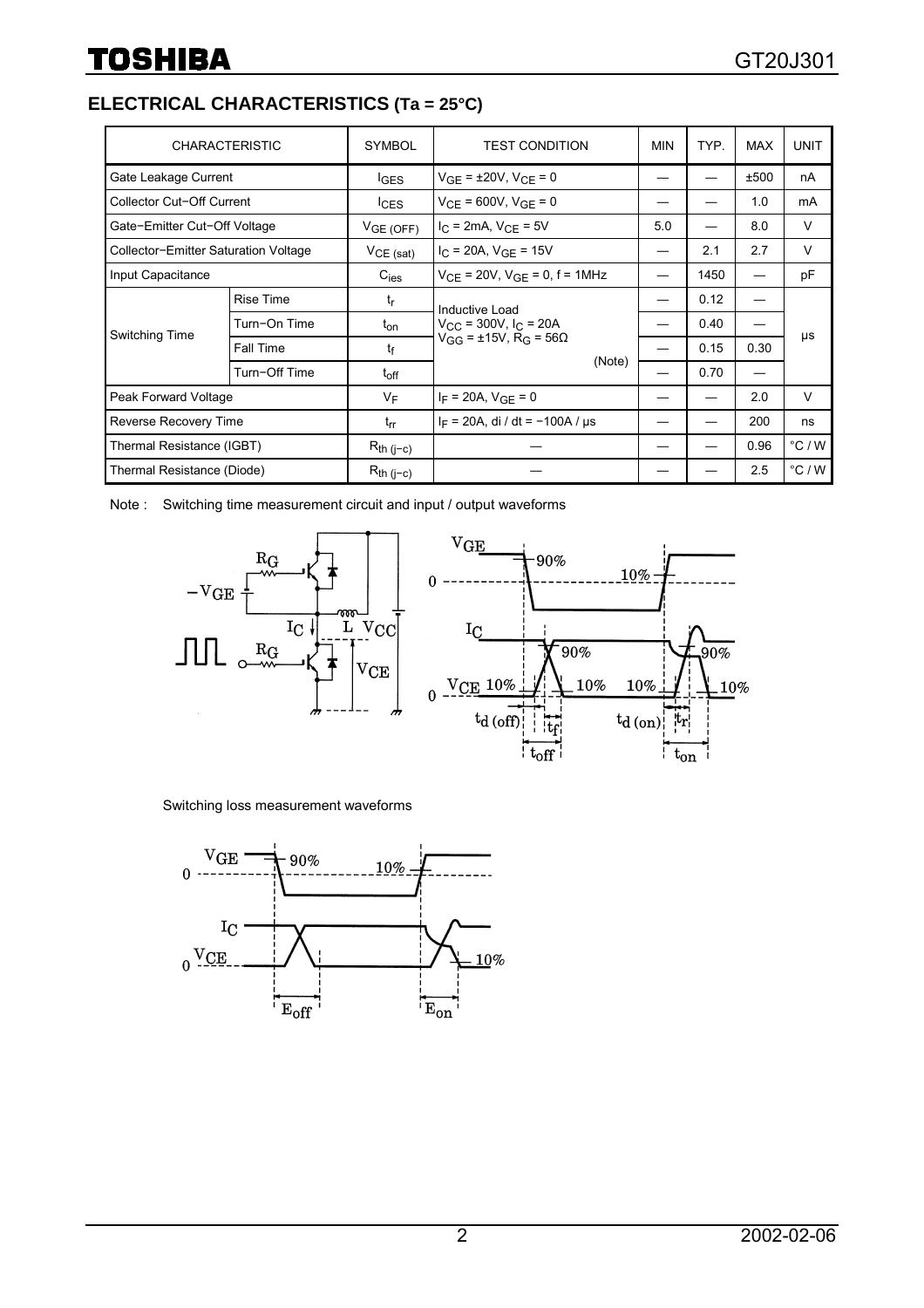## ELECTRICAL CHARACTERISTICS (Ta = 25°C)

| CHARACTERISTIC | | SYMBOL | TEST CONDITION | MIN | TYP. | MAX | UNIT |
|---|---|---|---|---|---|---|---|
| Gate Leakage Current | | $I_{GES}$ | $V_{GE}$ = ±20V, $V_{CE}$ = 0 | — | — | ±500 | nA |
| Collector Cut−Off Current | | $I_{CES}$ | $V_{CE}$ = 600V, $V_{GE}$ = 0 | — | — | 1.0 | mA |
| Gate−Emitter Cut−Off Voltage | | $V_{GE\ (OFF)}$ | $I_C$ = 2mA, $V_{CE}$ = 5V | 5.0 | — | 8.0 | V |
| Collector−Emitter Saturation Voltage | | $V_{CE\ (sat)}$ | $I_C$ = 20A, $V_{GE}$ = 15V | — | 2.1 | 2.7 | V |
| Input Capacitance | | $C_{ies}$ | $V_{CE}$ = 20V, $V_{GE}$ = 0, f = 1MHz | — | 1450 | — | pF |
| Switching Time | Rise Time | $t_r$ | Inductive Load $V_{CC}$ = 300V, $I_C$ = 20A $V_{GG}$ = ±15V, $R_G$ = 56Ω (Note) | — | 0.12 | — | μs |
| | Turn−On Time | $t_{on}$ | | — | 0.40 | — | |
| | Fall Time | $t_f$ | | — | 0.15 | 0.30 | |
| | Turn−Off Time | $t_{off}$ | | — | 0.70 | — | |
| Peak Forward Voltage | | $V_F$ | $I_F$ = 20A, $V_{GE}$ = 0 | — | — | 2.0 | V |
| Reverse Recovery Time | | $t_{rr}$ | $I_F$ = 20A, di / dt = −100A / μs | — | — | 200 | ns |
| Thermal Resistance (IGBT) | | $R_{th\ (j−c)}$ | — | — | — | 0.96 | °C / W |
| Thermal Resistance (Diode) | | $R_{th\ (j−c)}$ | — | — | — | 2.5 | °C / W |

Note : Switching time measurement circuit and input / output waveforms

Switching loss measurement waveforms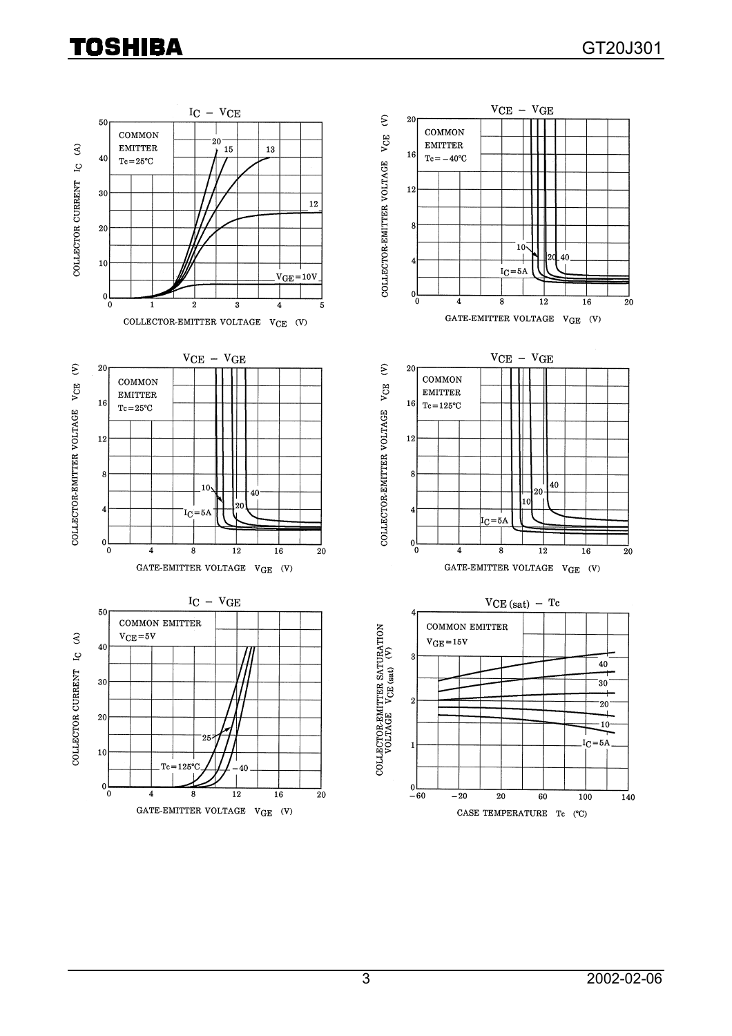**$I_C$ – $V_{CE}$**

COMMON EMITTER
$T_c = 25°C$

$V_{GE}$ = 10V, 12, 13, 15, 20

COLLECTOR CURRENT $I_C$ (A)

COLLECTOR-EMITTER VOLTAGE $V_{CE}$ (V)

**$V_{CE}$ – $V_{GE}$**

COMMON EMITTER
$T_c = -40°C$

$I_C$ = 5A, 10, 20, 40

COLLECTOR-EMITTER VOLTAGE $V_{CE}$ (V)

GATE-EMITTER VOLTAGE $V_{GE}$ (V)

**$V_{CE}$ – $V_{GE}$**

COMMON EMITTER
$T_c = 25°C$

$I_C$ = 5A, 10, 20, 40

COLLECTOR-EMITTER VOLTAGE $V_{CE}$ (V)

GATE-EMITTER VOLTAGE $V_{GE}$ (V)

**$V_{CE}$ – $V_{GE}$**

COMMON EMITTER
$T_c = 125°C$

$I_C$ = 5A, 10, 20, 40

COLLECTOR-EMITTER VOLTAGE $V_{CE}$ (V)

GATE-EMITTER VOLTAGE $V_{GE}$ (V)

**$I_C$ – $V_{GE}$**

COMMON EMITTER
$V_{CE} = 5V$

$T_c$ = 125°C, 25, −40

COLLECTOR CURRENT $I_C$ (A)

GATE-EMITTER VOLTAGE $V_{GE}$ (V)

**$V_{CE(sat)}$ – $T_c$**

COMMON EMITTER
$V_{GE} = 15V$

$I_C$ = 5A, 10, 20, 30, 40

COLLECTOR-EMITTER SATURATION VOLTAGE $V_{CE(sat)}$ (V)

CASE TEMPERATURE $T_c$ (°C)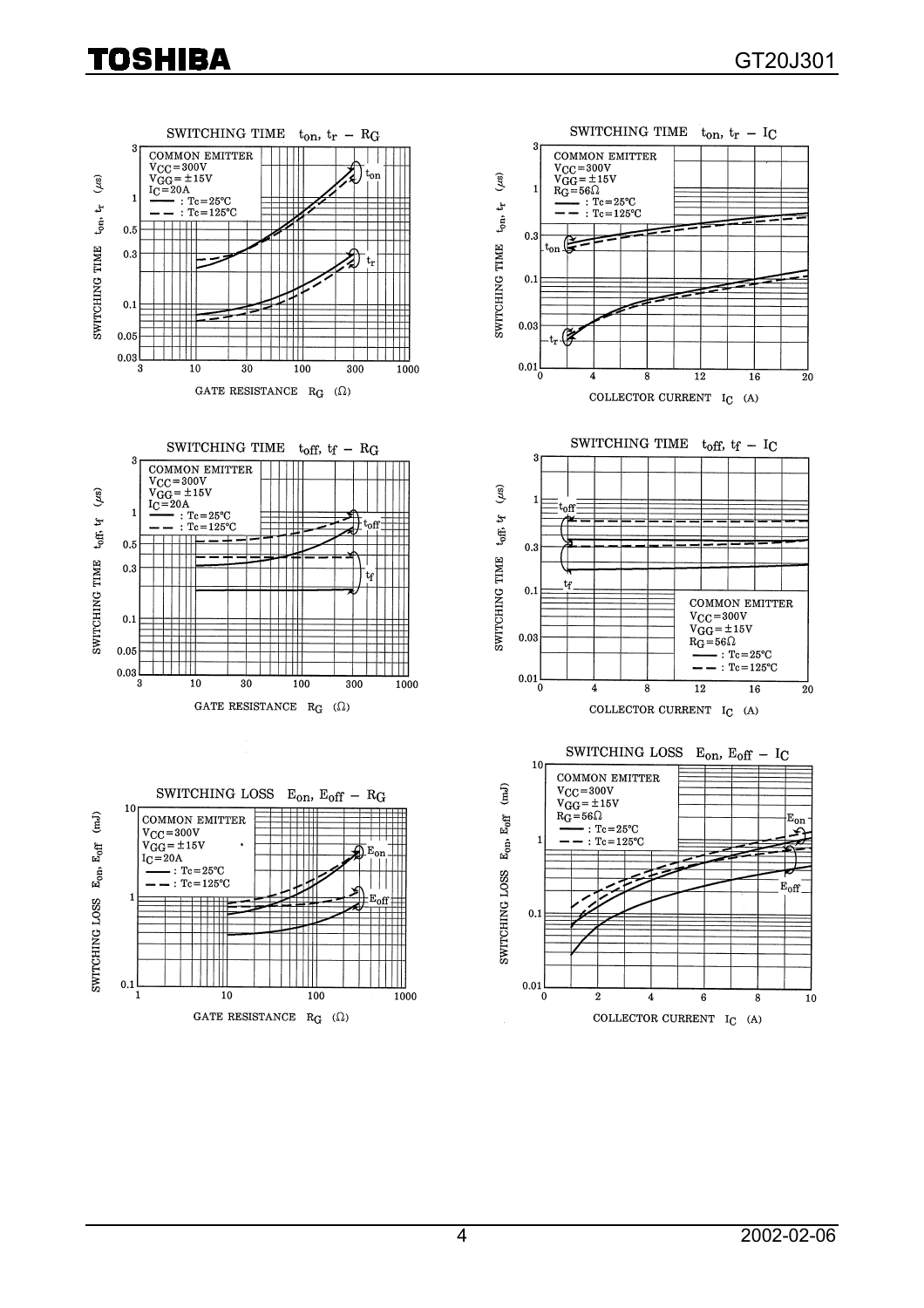### SWITCHING TIME $t_{on}$, $t_r$ – $R_G$

COMMON EMITTER
$V_{CC} = 300V$
$V_{GG} = \pm 15V$
$I_C = 20A$
——— : Tc = 25°C
– – – : Tc = 125°C

SWITCHING TIME $t_{on}$, $t_r$ (μs)

GATE RESISTANCE $R_G$ (Ω)

### SWITCHING TIME $t_{on}$, $t_r$ – $I_C$

COMMON EMITTER
$V_{CC} = 300V$
$V_{GG} = \pm 15V$
$R_G = 56Ω$
——— : Tc = 25°C
– – – : Tc = 125°C

SWITCHING TIME $t_{on}$, $t_r$ (μs)

COLLECTOR CURRENT $I_C$ (A)

### SWITCHING TIME $t_{off}$, $t_f$ – $R_G$

COMMON EMITTER
$V_{CC} = 300V$
$V_{GG} = \pm 15V$
$I_C = 20A$
——— : Tc = 25°C
– – – : Tc = 125°C

SWITCHING TIME $t_{off}$, $t_f$ (μs)

GATE RESISTANCE $R_G$ (Ω)

### SWITCHING TIME $t_{off}$, $t_f$ – $I_C$

COMMON EMITTER
$V_{CC} = 300V$
$V_{GG} = \pm 15V$
$R_G = 56Ω$
——— : Tc = 25°C
– – – : Tc = 125°C

SWITCHING TIME $t_{off}$, $t_f$ (μs)

COLLECTOR CURRENT $I_C$ (A)

### SWITCHING LOSS $E_{on}$, $E_{off}$ – $R_G$

COMMON EMITTER
$V_{CC} = 300V$
$V_{GG} = \pm 15V$
$I_C = 20A$
——— : Tc = 25°C
– – – : Tc = 125°C

SWITCHING LOSS $E_{on}$, $E_{off}$ (mJ)

GATE RESISTANCE $R_G$ (Ω)

### SWITCHING LOSS $E_{on}$, $E_{off}$ – $I_C$

COMMON EMITTER
$V_{CC} = 300V$
$V_{GG} = \pm 15V$
$R_G = 56Ω$
——— : Tc = 25°C
– – – : Tc = 125°C

SWITCHING LOSS $E_{on}$, $E_{off}$ (mJ)

COLLECTOR CURRENT $I_C$ (A)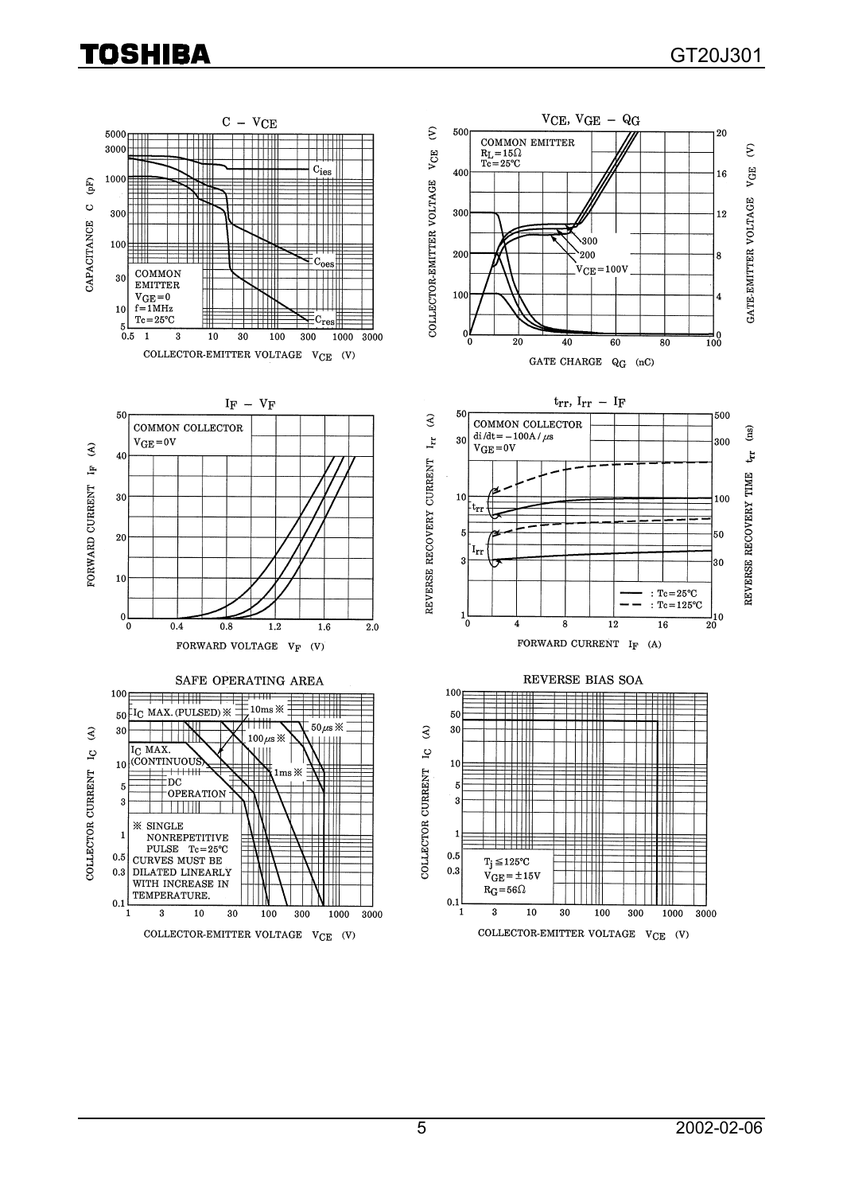## C – $V_{CE}$

COMMON EMITTER
$V_{GE} = 0$
$f = 1MHz$
$Tc = 25°C$

$C_{ies}$, $C_{oes}$, $C_{res}$

CAPACITANCE C (pF)

COLLECTOR-EMITTER VOLTAGE $V_{CE}$ (V)

## $V_{CE}$, $V_{GE}$ – $Q_G$

COMMON EMITTER
$R_L = 15Ω$
$Tc = 25°C$

300, 200, $V_{CE} = 100V$

COLLECTOR-EMITTER VOLTAGE $V_{CE}$ (V)

GATE-EMITTER VOLTAGE $V_{GE}$ (V)

GATE CHARGE $Q_G$ (nC)

## $I_F$ – $V_F$

COMMON COLLECTOR
$V_{GE} = 0V$

FORWARD CURRENT $I_F$ (A)

FORWARD VOLTAGE $V_F$ (V)

## $t_{rr}$, $I_{rr}$ – $I_F$

COMMON COLLECTOR
$di/dt = -100A/μs$
$V_{GE} = 0V$

$t_{rr}$, $I_{rr}$

—— : $Tc = 25°C$
– – : $Tc = 125°C$

REVERSE RECOVERY CURRENT $I_{rr}$ (A)

REVERSE RECOVERY TIME $t_{rr}$ (ns)

FORWARD CURRENT $I_F$ (A)

## SAFE OPERATING AREA

$I_C$ MAX. (PULSED) ※

10ms ※, 50μs ※, 100μs ※, 1ms ※

$I_C$ MAX. (CONTINUOUS)

DC OPERATION

※ SINGLE NONREPETITIVE PULSE $Tc = 25°C$
CURVES MUST BE DILATED LINEARLY WITH INCREASE IN TEMPERATURE.

COLLECTOR CURRENT $I_C$ (A)

COLLECTOR-EMITTER VOLTAGE $V_{CE}$ (V)

## REVERSE BIAS SOA

$T_j \leq 125°C$
$V_{GE} = \pm 15V$
$R_G = 56Ω$

COLLECTOR CURRENT $I_C$ (A)

COLLECTOR-EMITTER VOLTAGE $V_{CE}$ (V)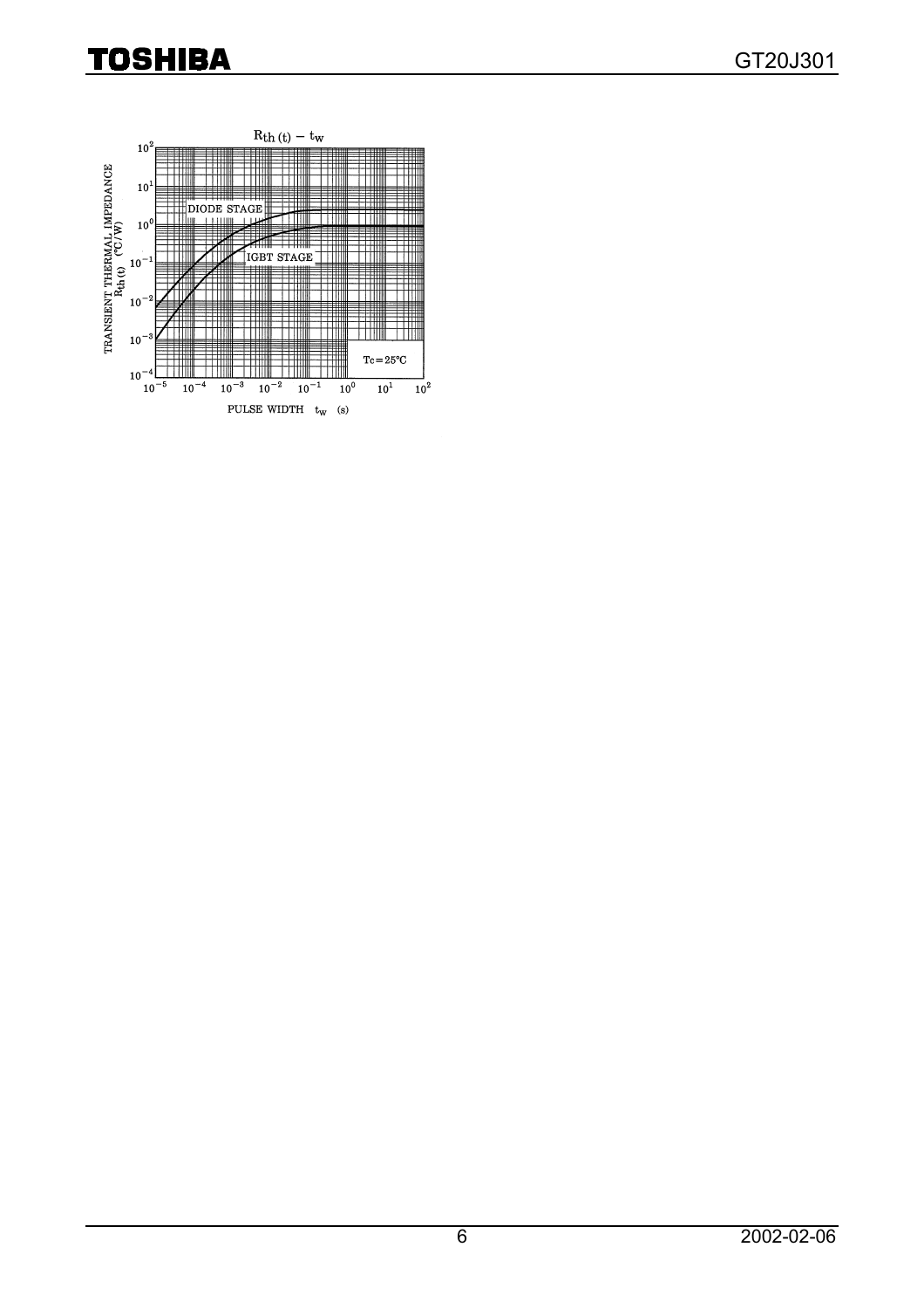$R_{th(t)} - t_w$

DIODE STAGE

IGBT STAGE

Tc = 25°C

TRANSIENT THERMAL IMPEDANCE $R_{th(t)}$ (°C/W)

PULSE WIDTH $t_w$ (s)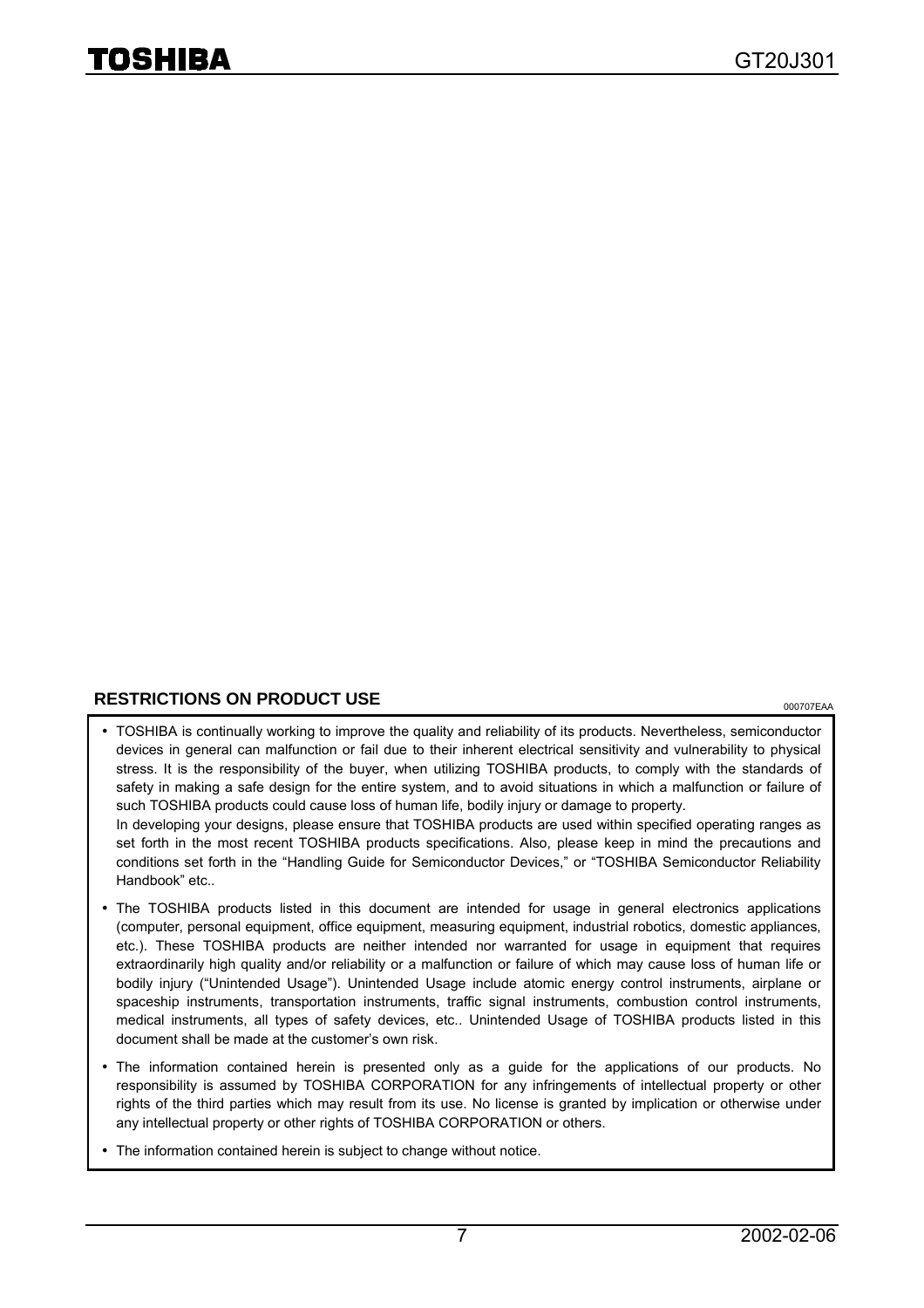## RESTRICTIONS ON PRODUCT USE

000707EAA

- TOSHIBA is continually working to improve the quality and reliability of its products. Nevertheless, semiconductor devices in general can malfunction or fail due to their inherent electrical sensitivity and vulnerability to physical stress. It is the responsibility of the buyer, when utilizing TOSHIBA products, to comply with the standards of safety in making a safe design for the entire system, and to avoid situations in which a malfunction or failure of such TOSHIBA products could cause loss of human life, bodily injury or damage to property.
  In developing your designs, please ensure that TOSHIBA products are used within specified operating ranges as set forth in the most recent TOSHIBA products specifications. Also, please keep in mind the precautions and conditions set forth in the "Handling Guide for Semiconductor Devices," or "TOSHIBA Semiconductor Reliability Handbook" etc..
- The TOSHIBA products listed in this document are intended for usage in general electronics applications (computer, personal equipment, office equipment, measuring equipment, industrial robotics, domestic appliances, etc.). These TOSHIBA products are neither intended nor warranted for usage in equipment that requires extraordinarily high quality and/or reliability or a malfunction or failure of which may cause loss of human life or bodily injury ("Unintended Usage"). Unintended Usage include atomic energy control instruments, airplane or spaceship instruments, transportation instruments, traffic signal instruments, combustion control instruments, medical instruments, all types of safety devices, etc.. Unintended Usage of TOSHIBA products listed in this document shall be made at the customer's own risk.
- The information contained herein is presented only as a guide for the applications of our products. No responsibility is assumed by TOSHIBA CORPORATION for any infringements of intellectual property or other rights of the third parties which may result from its use. No license is granted by implication or otherwise under any intellectual property or other rights of TOSHIBA CORPORATION or others.
- The information contained herein is subject to change without notice.